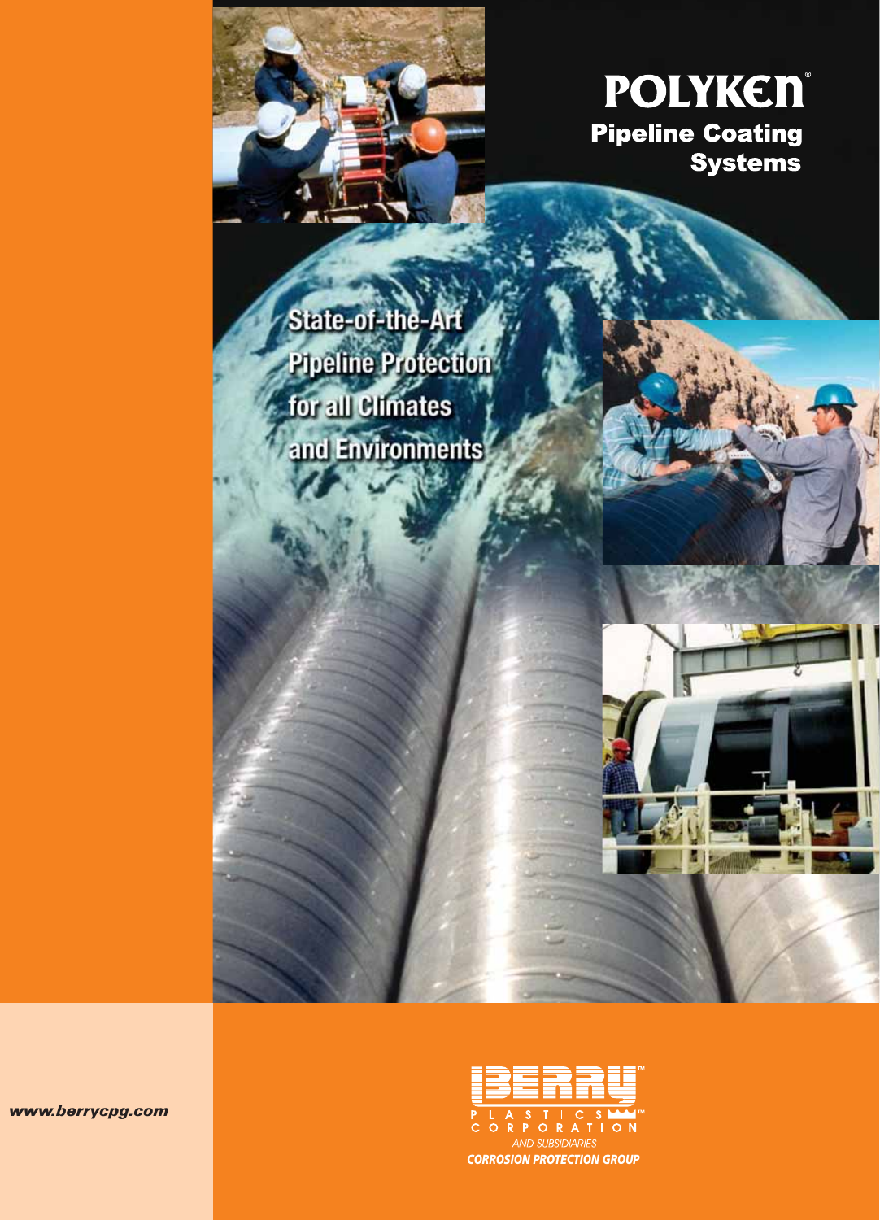# POLYKEN®

## Pipeline Coating Systems

State-of-the-Art Pipeline Protection for all Climates and Environments

*www.berrycpg.com*

BERRY™ PLASTICS™ CORPORATION

*AND SUBSIDIARIES*

***CORROSION PROTECTION GROUP***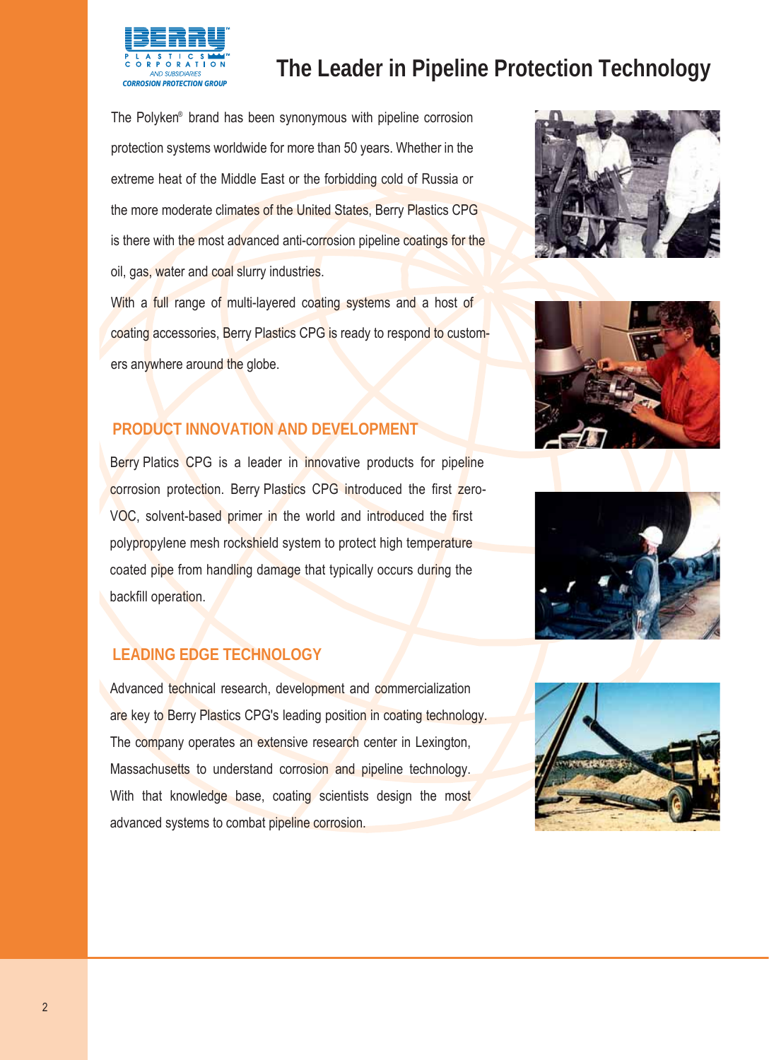BERRY PLASTICS CORPORATION AND SUBSIDIARIES
CORROSION PROTECTION GROUP

# The Leader in Pipeline Protection Technology

The Polyken® brand has been synonymous with pipeline corrosion protection systems worldwide for more than 50 years. Whether in the extreme heat of the Middle East or the forbidding cold of Russia or the more moderate climates of the United States, Berry Plastics CPG is there with the most advanced anti-corrosion pipeline coatings for the oil, gas, water and coal slurry industries.

With a full range of multi-layered coating systems and a host of coating accessories, Berry Plastics CPG is ready to respond to customers anywhere around the globe.

## PRODUCT INNOVATION AND DEVELOPMENT

Berry Platics CPG is a leader in innovative products for pipeline corrosion protection. Berry Plastics CPG introduced the first zero-VOC, solvent-based primer in the world and introduced the first polypropylene mesh rockshield system to protect high temperature coated pipe from handling damage that typically occurs during the backfill operation.

## LEADING EDGE TECHNOLOGY

Advanced technical research, development and commercialization are key to Berry Plastics CPG's leading position in coating technology. The company operates an extensive research center in Lexington, Massachusetts to understand corrosion and pipeline technology. With that knowledge base, coating scientists design the most advanced systems to combat pipeline corrosion.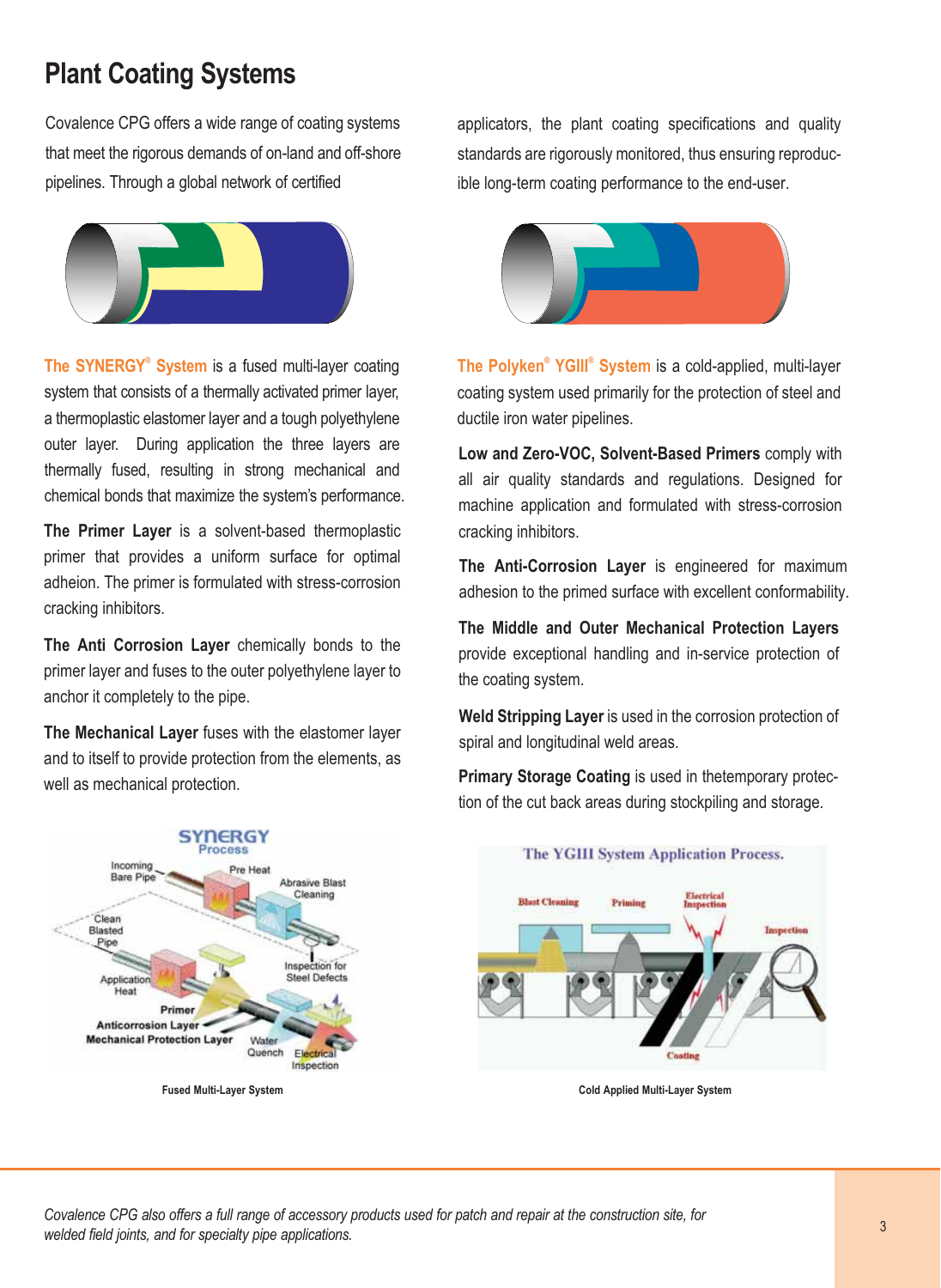# Plant Coating Systems

Covalence CPG offers a wide range of coating systems that meet the rigorous demands of on-land and off-shore pipelines. Through a global network of certified applicators, the plant coating specifications and quality standards are rigorously monitored, thus ensuring reproducible long-term coating performance to the end-user.

**The SYNERGY® System** is a fused multi-layer coating system that consists of a thermally activated primer layer, a thermoplastic elastomer layer and a tough polyethylene outer layer. During application the three layers are thermally fused, resulting in strong mechanical and chemical bonds that maximize the system's performance.

**The Primer Layer** is a solvent-based thermoplastic primer that provides a uniform surface for optimal adheion. The primer is formulated with stress-corrosion cracking inhibitors.

**The Anti Corrosion Layer** chemically bonds to the primer layer and fuses to the outer polyethylene layer to anchor it completely to the pipe.

**The Mechanical Layer** fuses with the elastomer layer and to itself to provide protection from the elements, as well as mechanical protection.

Fused Multi-Layer System

**The Polyken® YGIII® System** is a cold-applied, multi-layer coating system used primarily for the protection of steel and ductile iron water pipelines.

**Low and Zero-VOC, Solvent-Based Primers** comply with all air quality standards and regulations. Designed for machine application and formulated with stress-corrosion cracking inhibitors.

**The Anti-Corrosion Layer** is engineered for maximum adhesion to the primed surface with excellent conformability.

**The Middle and Outer Mechanical Protection Layers** provide exceptional handling and in-service protection of the coating system.

**Weld Stripping Layer** is used in the corrosion protection of spiral and longitudinal weld areas.

**Primary Storage Coating** is used in thetemporary protection of the cut back areas during stockpiling and storage.

Cold Applied Multi-Layer System

*Covalence CPG also offers a full range of accessory products used for patch and repair at the construction site, for welded field joints, and for specialty pipe applications.*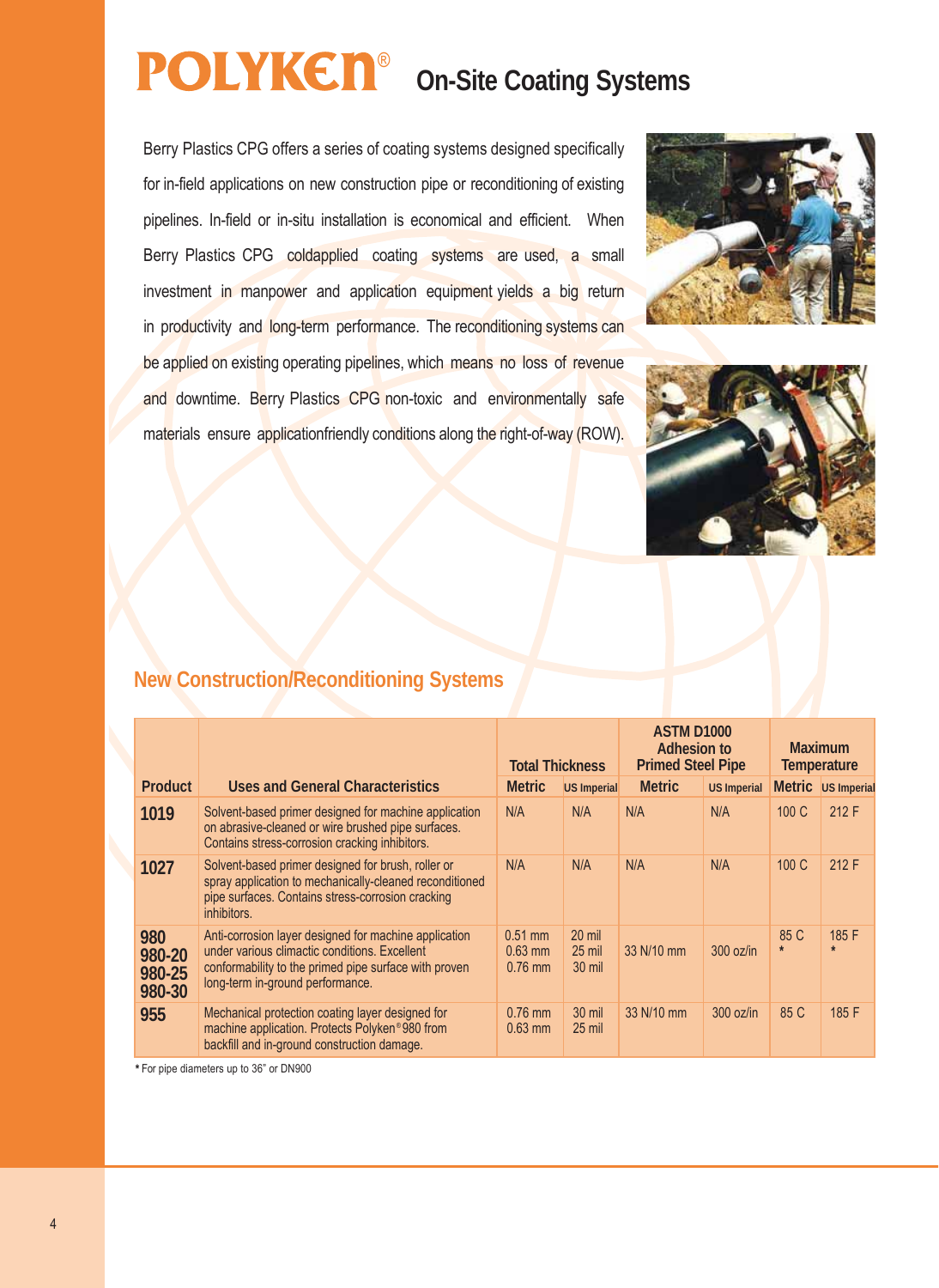# POLYKEN® On-Site Coating Systems

Berry Plastics CPG offers a series of coating systems designed specifically for in-field applications on new construction pipe or reconditioning of existing pipelines. In-field or in-situ installation is economical and efficient. When Berry Plastics CPG coldapplied coating systems are used, a small investment in manpower and application equipment yields a big return in productivity and long-term performance. The reconditioning systems can be applied on existing operating pipelines, which means no loss of revenue and downtime. Berry Plastics CPG non-toxic and environmentally safe materials ensure applicationfriendly conditions along the right-of-way (ROW).

## New Construction/Reconditioning Systems

| Product | Uses and General Characteristics | Total Thickness | | ASTM D1000 Adhesion to Primed Steel Pipe | | Maximum Temperature | |
|---|---|---|---|---|---|---|---|
| | | Metric | US Imperial | Metric | US Imperial | Metric | US Imperial |
| **1019** | Solvent-based primer designed for machine application on abrasive-cleaned or wire brushed pipe surfaces. Contains stress-corrosion cracking inhibitors. | N/A | N/A | N/A | N/A | 100 C | 212 F |
| **1027** | Solvent-based primer designed for brush, roller or spray application to mechanically-cleaned reconditioned pipe surfaces. Contains stress-corrosion cracking inhibitors. | N/A | N/A | N/A | N/A | 100 C | 212 F |
| **980 980-20 980-25 980-30** | Anti-corrosion layer designed for machine application under various climactic conditions. Excellent conformability to the primed pipe surface with proven long-term in-ground performance. | 0.51 mm 0.63 mm 0.76 mm | 20 mil 25 mil 30 mil | 33 N/10 mm | 300 oz/in | 85 C * | 185 F * |
| **955** | Mechanical protection coating layer designed for machine application. Protects Polyken® 980 from backfill and in-ground construction damage. | 0.76 mm 0.63 mm | 30 mil 25 mil | 33 N/10 mm | 300 oz/in | 85 C | 185 F |

* For pipe diameters up to 36" or DN900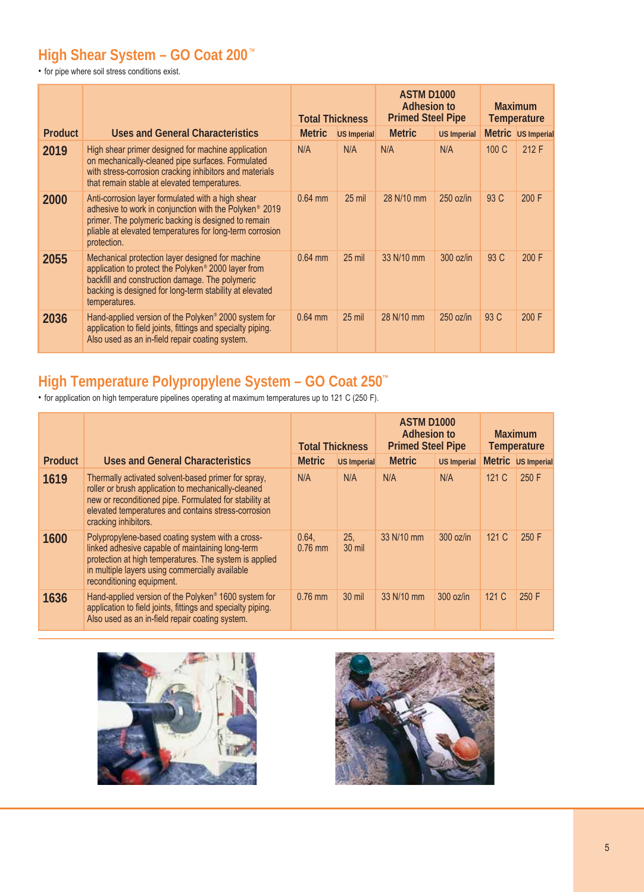## High Shear System – GO Coat 200™

- for pipe where soil stress conditions exist.

| Product | Uses and General Characteristics | Total Thickness | | ASTM D1000 Adhesion to Primed Steel Pipe | | Maximum Temperature | |
|---|---|---|---|---|---|---|---|
| | | Metric | US Imperial | Metric | US Imperial | Metric | US Imperial |
| **2019** | High shear primer designed for machine application on mechanically-cleaned pipe surfaces. Formulated with stress-corrosion cracking inhibitors and materials that remain stable at elevated temperatures. | N/A | N/A | N/A | N/A | 100 C | 212 F |
| **2000** | Anti-corrosion layer formulated with a high shear adhesive to work in conjunction with the Polyken® 2019 primer. The polymeric backing is designed to remain pliable at elevated temperatures for long-term corrosion protection. | 0.64 mm | 25 mil | 28 N/10 mm | 250 oz/in | 93 C | 200 F |
| **2055** | Mechanical protection layer designed for machine application to protect the Polyken® 2000 layer from backfill and construction damage. The polymeric backing is designed for long-term stability at elevated temperatures. | 0.64 mm | 25 mil | 33 N/10 mm | 300 oz/in | 93 C | 200 F |
| **2036** | Hand-applied version of the Polyken® 2000 system for application to field joints, fittings and specialty piping. Also used as an in-field repair coating system. | 0.64 mm | 25 mil | 28 N/10 mm | 250 oz/in | 93 C | 200 F |

## High Temperature Polypropylene System – GO Coat 250™

- for application on high temperature pipelines operating at maximum temperatures up to 121 C (250 F).

| Product | Uses and General Characteristics | Total Thickness | | ASTM D1000 Adhesion to Primed Steel Pipe | | Maximum Temperature | |
|---|---|---|---|---|---|---|---|
| | | Metric | US Imperial | Metric | US Imperial | Metric | US Imperial |
| **1619** | Thermally activated solvent-based primer for spray, roller or brush application to mechanically-cleaned new or reconditioned pipe. Formulated for stability at elevated temperatures and contains stress-corrosion cracking inhibitors. | N/A | N/A | N/A | N/A | 121 C | 250 F |
| **1600** | Polypropylene-based coating system with a cross-linked adhesive capable of maintaining long-term protection at high temperatures. The system is applied in multiple layers using commercially available reconditioning equipment. | 0.64, 0.76 mm | 25, 30 mil | 33 N/10 mm | 300 oz/in | 121 C | 250 F |
| **1636** | Hand-applied version of the Polyken® 1600 system for application to field joints, fittings and specialty piping. Also used as an in-field repair coating system. | 0.76 mm | 30 mil | 33 N/10 mm | 300 oz/in | 121 C | 250 F |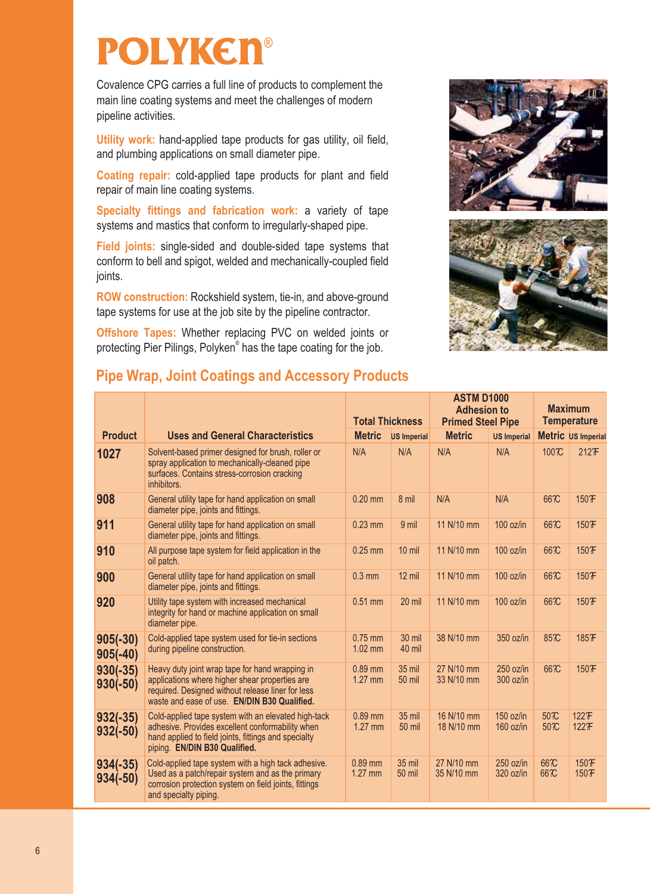# POLYKEN®

Covalence CPG carries a full line of products to complement the main line coating systems and meet the challenges of modern pipeline activities.

**Utility work:** hand-applied tape products for gas utility, oil field, and plumbing applications on small diameter pipe.

**Coating repair:** cold-applied tape products for plant and field repair of main line coating systems.

**Specialty fittings and fabrication work:** a variety of tape systems and mastics that conform to irregularly-shaped pipe.

**Field joints:** single-sided and double-sided tape systems that conform to bell and spigot, welded and mechanically-coupled field joints.

**ROW construction:** Rockshield system, tie-in, and above-ground tape systems for use at the job site by the pipeline contractor.

**Offshore Tapes:** Whether replacing PVC on welded joints or protecting Pier Pilings, Polyken® has the tape coating for the job.

## Pipe Wrap, Joint Coatings and Accessory Products

| Product | Uses and General Characteristics | Total Thickness | | ASTM D1000 Adhesion to Primed Steel Pipe | | Maximum Temperature | |
|---|---|---|---|---|---|---|---|
| | | Metric | US Imperial | Metric | US Imperial | Metric | US Imperial |
| **1027** | Solvent-based primer designed for brush, roller or spray application to mechanically-cleaned pipe surfaces. Contains stress-corrosion cracking inhibitors. | N/A | N/A | N/A | N/A | 100°C | 212°F |
| **908** | General utility tape for hand application on small diameter pipe, joints and fittings. | 0.20 mm | 8 mil | N/A | N/A | 66°C | 150°F |
| **911** | General utility tape for hand application on small diameter pipe, joints and fittings. | 0.23 mm | 9 mil | 11 N/10 mm | 100 oz/in | 66°C | 150°F |
| **910** | All purpose tape system for field application in the oil patch. | 0.25 mm | 10 mil | 11 N/10 mm | 100 oz/in | 66°C | 150°F |
| **900** | General utility tape for hand application on small diameter pipe, joints and fittings. | 0.3 mm | 12 mil | 11 N/10 mm | 100 oz/in | 66°C | 150°F |
| **920** | Utility tape system with increased mechanical integrity for hand or machine application on small diameter pipe. | 0.51 mm | 20 mil | 11 N/10 mm | 100 oz/in | 66°C | 150°F |
| **905(-30)** **905(-40)** | Cold-applied tape system used for tie-in sections during pipeline construction. | 0.75 mm 1.02 mm | 30 mil 40 mil | 38 N/10 mm | 350 oz/in | 85°C | 185°F |
| **930(-35)** **930(-50)** | Heavy duty joint wrap tape for hand wrapping in applications where higher shear properties are required. Designed without release liner for less waste and ease of use. **EN/DIN B30 Qualified.** | 0.89 mm 1.27 mm | 35 mil 50 mil | 27 N/10 mm 33 N/10 mm | 250 oz/in 300 oz/in | 66°C | 150°F |
| **932(-35)** **932(-50)** | Cold-applied tape system with an elevated high-tack adhesive. Provides excellent conformability when hand applied to field joints, fittings and specialty piping. **EN/DIN B30 Qualified.** | 0.89 mm 1.27 mm | 35 mil 50 mil | 16 N/10 mm 18 N/10 mm | 150 oz/in 160 oz/in | 50°C 50°C | 122°F 122°F |
| **934(-35)** **934(-50)** | Cold-applied tape system with a high tack adhesive. Used as a patch/repair system and as the primary corrosion protection system on field joints, fittings and specialty piping. | 0.89 mm 1.27 mm | 35 mil 50 mil | 27 N/10 mm 35 N/10 mm | 250 oz/in 320 oz/in | 66°C 66°C | 150°F 150°F |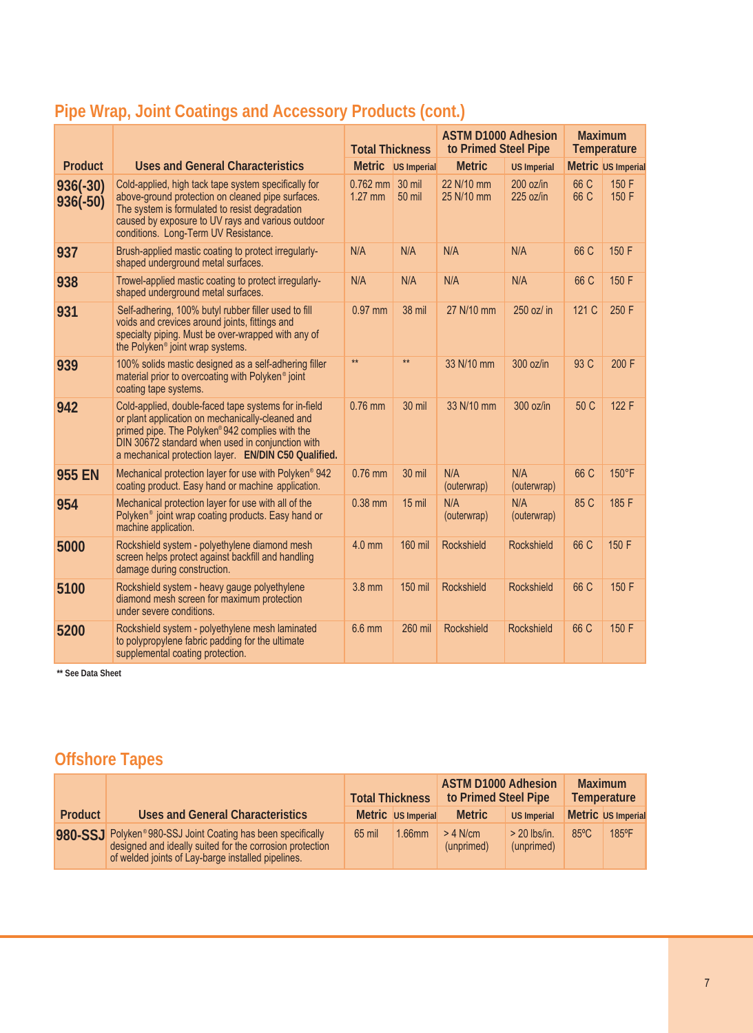## Pipe Wrap, Joint Coatings and Accessory Products (cont.)

| Product | Uses and General Characteristics | Total Thickness | | ASTM D1000 Adhesion to Primed Steel Pipe | | Maximum Temperature | |
|---|---|---|---|---|---|---|---|
| | | Metric | US Imperial | Metric | US Imperial | Metric | US Imperial |
| **936(-30)** **936(-50)** | Cold-applied, high tack tape system specifically for above-ground protection on cleaned pipe surfaces. The system is formulated to resist degradation caused by exposure to UV rays and various outdoor conditions. Long-Term UV Resistance. | 0.762 mm 1.27 mm | 30 mil 50 mil | 22 N/10 mm 25 N/10 mm | 200 oz/in 225 oz/in | 66 C 66 C | 150 F 150 F |
| **937** | Brush-applied mastic coating to protect irregularly-shaped underground metal surfaces. | N/A | N/A | N/A | N/A | 66 C | 150 F |
| **938** | Trowel-applied mastic coating to protect irregularly-shaped underground metal surfaces. | N/A | N/A | N/A | N/A | 66 C | 150 F |
| **931** | Self-adhering, 100% butyl rubber filler used to fill voids and crevices around joints, fittings and specialty piping. Must be over-wrapped with any of the Polyken® joint wrap systems. | 0.97 mm | 38 mil | 27 N/10 mm | 250 oz/ in | 121 C | 250 F |
| **939** | 100% solids mastic designed as a self-adhering filler material prior to overcoating with Polyken® joint coating tape systems. | ** | ** | 33 N/10 mm | 300 oz/in | 93 C | 200 F |
| **942** | Cold-applied, double-faced tape systems for in-field or plant application on mechanically-cleaned and primed pipe. The Polyken® 942 complies with the DIN 30672 standard when used in conjunction with a mechanical protection layer. **EN/DIN C50 Qualified.** | 0.76 mm | 30 mil | 33 N/10 mm | 300 oz/in | 50 C | 122 F |
| **955 EN** | Mechanical protection layer for use with Polyken® 942 coating product. Easy hand or machine application. | 0.76 mm | 30 mil | N/A (outerwrap) | N/A (outerwrap) | 66 C | 150°F |
| **954** | Mechanical protection layer for use with all of the Polyken® joint wrap coating products. Easy hand or machine application. | 0.38 mm | 15 mil | N/A (outerwrap) | N/A (outerwrap) | 85 C | 185 F |
| **5000** | Rockshield system - polyethylene diamond mesh screen helps protect against backfill and handling damage during construction. | 4.0 mm | 160 mil | Rockshield | Rockshield | 66 C | 150 F |
| **5100** | Rockshield system - heavy gauge polyethylene diamond mesh screen for maximum protection under severe conditions. | 3.8 mm | 150 mil | Rockshield | Rockshield | 66 C | 150 F |
| **5200** | Rockshield system - polyethylene mesh laminated to polypropylene fabric padding for the ultimate supplemental coating protection. | 6.6 mm | 260 mil | Rockshield | Rockshield | 66 C | 150 F |

**** See Data Sheet**

## Offshore Tapes

| Product | Uses and General Characteristics | Total Thickness | | ASTM D1000 Adhesion to Primed Steel Pipe | | Maximum Temperature | |
|---|---|---|---|---|---|---|---|
| | | Metric | US Imperial | Metric | US Imperial | Metric | US Imperial |
| **980-SSJ** | Polyken® 980-SSJ Joint Coating has been specifically designed and ideally suited for the corrosion protection of welded joints of Lay-barge installed pipelines. | 65 mil | 1.66mm | > 4 N/cm (unprimed) | > 20 lbs/in. (unprimed) | 85ºC | 185ºF |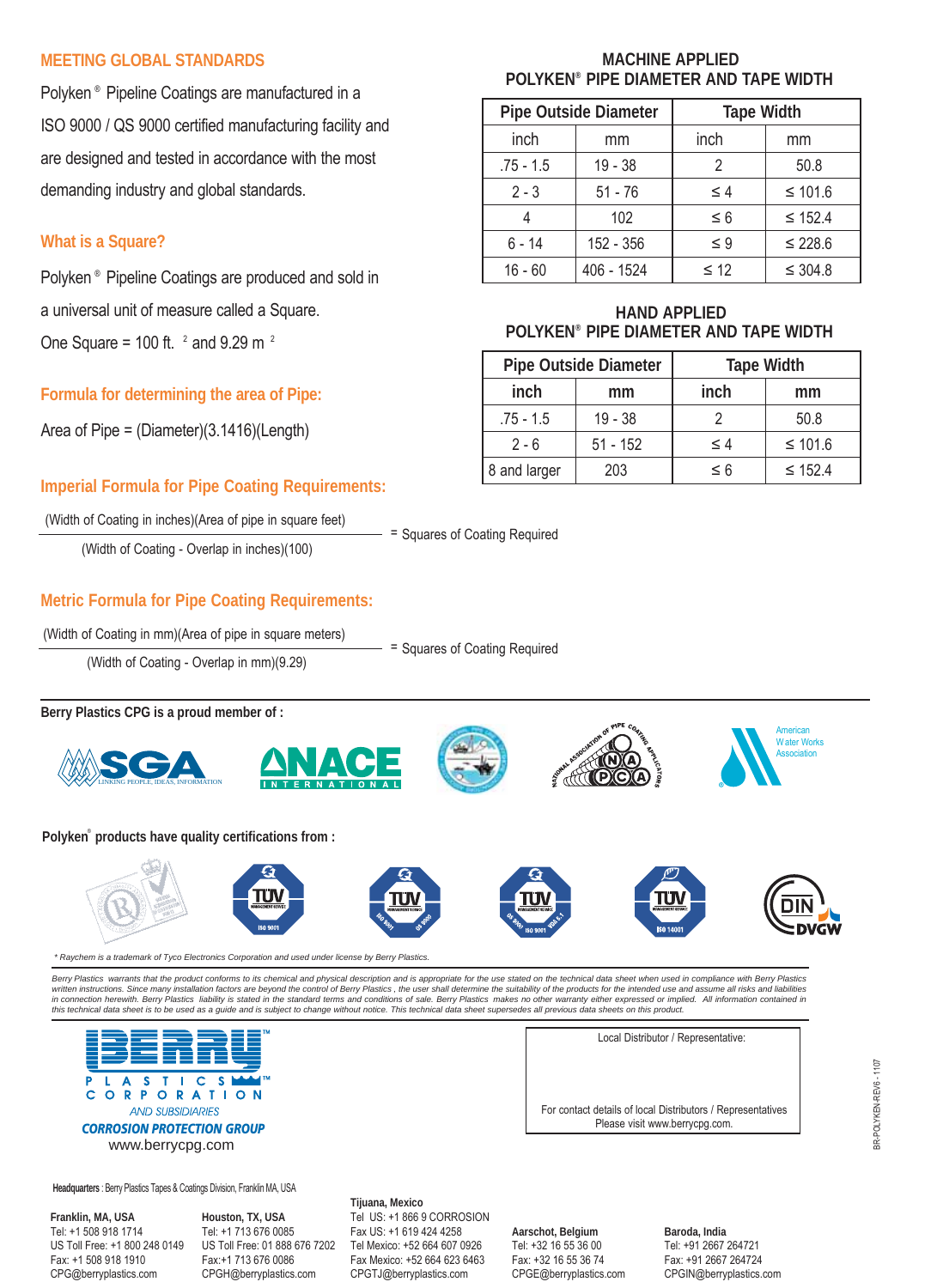## MEETING GLOBAL STANDARDS

Polyken ® Pipeline Coatings are manufactured in a ISO 9000 / QS 9000 certified manufacturing facility and are designed and tested in accordance with the most demanding industry and global standards.

## What is a Square?

Polyken ® Pipeline Coatings are produced and sold in a universal unit of measure called a Square.

One Square = 100 ft. $^2$ and 9.29 m $^2$

## Formula for determining the area of Pipe:

Area of Pipe = (Diameter)(3.1416)(Length)

## Imperial Formula for Pipe Coating Requirements:

$$\frac{\text{(Width of Coating in inches)(Area of pipe in square feet)}}{\text{(Width of Coating - Overlap in inches)(100)}} = \text{Squares of Coating Required}$$

## Metric Formula for Pipe Coating Requirements:

$$\frac{\text{(Width of Coating in mm)(Area of pipe in square meters)}}{\text{(Width of Coating - Overlap in mm)(9.29)}} = \text{Squares of Coating Required}$$

### MACHINE APPLIED POLYKEN® PIPE DIAMETER AND TAPE WIDTH

| Pipe Outside Diameter | | Tape Width | |
|---|---|---|---|
| inch | mm | inch | mm |
| .75 - 1.5 | 19 - 38 | 2 | 50.8 |
| 2 - 3 | 51 - 76 | ≤ 4 | ≤ 101.6 |
| 4 | 102 | ≤ 6 | ≤ 152.4 |
| 6 - 14 | 152 - 356 | ≤ 9 | ≤ 228.6 |
| 16 - 60 | 406 - 1524 | ≤ 12 | ≤ 304.8 |

### HAND APPLIED POLYKEN® PIPE DIAMETER AND TAPE WIDTH

| Pipe Outside Diameter | | Tape Width | |
|---|---|---|---|
| inch | mm | inch | mm |
| .75 - 1.5 | 19 - 38 | 2 | 50.8 |
| 2 - 6 | 51 - 152 | ≤ 4 | ≤ 101.6 |
| 8 and larger | 203 | ≤ 6 | ≤ 152.4 |

**Berry Plastics CPG is a proud member of :**

SGA — LINKING PEOPLE, IDEAS, INFORMATION; NACE INTERNATIONAL; National Association of Pipe Coating Applicators (NAPCA); American Water Works Association

**Polyken® products have quality certifications from :**

TÜV ISO 9001; TÜV ISO 9001 QS 9000; TÜV QS 9000 ISO 9001 VDA 6.1; TÜV ISO 14001; DIN DVGW

*\* Raychem is a trademark of Tyco Electronics Corporation and used under license by Berry Plastics.*

*Berry Plastics warrants that the product conforms to its chemical and physical description and is appropriate for the use stated on the technical data sheet when used in compliance with Berry Plastics written instructions. Since many installation factors are beyond the control of Berry Plastics , the user shall determine the suitability of the products for the intended use and assume all risks and liabilities in connection herewith. Berry Plastics liability is stated in the standard terms and conditions of sale. Berry Plastics makes no warranty either expressed or implied. All information contained in this technical data sheet is to be used as a guide and is subject to change without notice. This technical data sheet supersedes all previous data sheets on this product.*

BERRY™ PLASTICS CORPORATION™
AND SUBSIDIARIES
**CORROSION PROTECTION GROUP**
www.berrycpg.com

Local Distributor / Representative:

For contact details of local Distributors / Representatives Please visit www.berrycpg.com.

BR-POLYKEN-REV6 - 1107

**Headquarters** : Berry Plastics Tapes & Coatings Division, Franklin MA, USA

**Franklin, MA, USA**
Tel: +1 508 918 1714
US Toll Free: +1 800 248 0149
Fax: +1 508 918 1910
CPG@berryplastics.com

**Houston, TX, USA**
Tel: +1 713 676 0085
US Toll Free: 01 888 676 7202
Fax:+1 713 676 0086
CPGH@berryplastics.com

**Tijuana, Mexico**
Tel US: +1 866 9 CORROSION
Fax US: +1 619 424 4258
Tel Mexico: +52 664 607 0926
Fax Mexico: +52 664 623 6463
CPGTJ@berryplastics.com

**Aarschot, Belgium**
Tel: +32 16 55 36 00
Fax: +32 16 55 36 74
CPGE@berryplastics.com

**Baroda, India**
Tel: +91 2667 264721
Fax: +91 2667 264724
CPGIN@berryplastics.com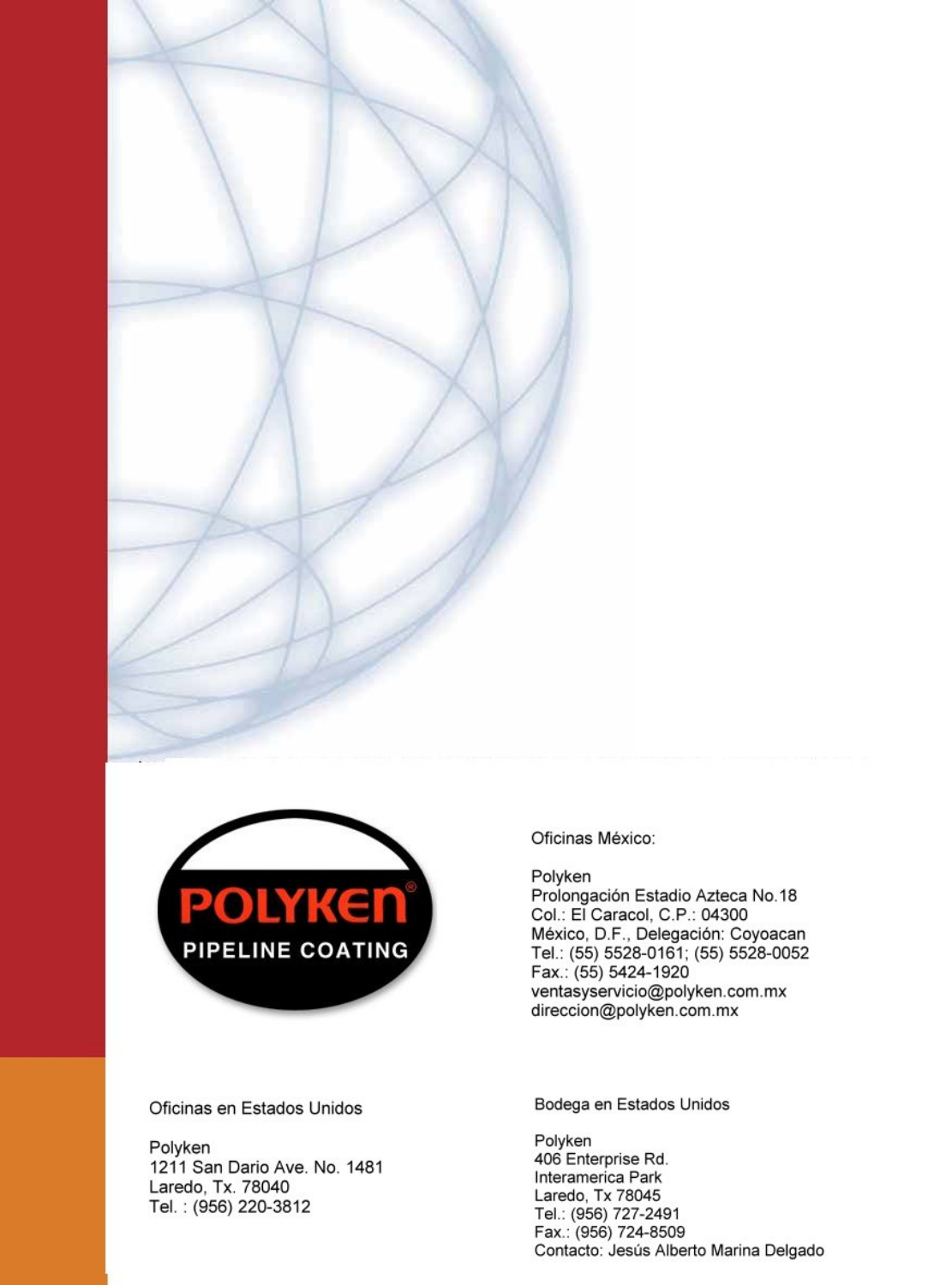POLYKEN®
PIPELINE COATING

Oficinas México:

Polyken
Prolongación Estadio Azteca No.18
Col.: El Caracol, C.P.: 04300
México, D.F., Delegación: Coyoacan
Tel.: (55) 5528-0161; (55) 5528-0052
Fax.: (55) 5424-1920
ventasyservicio@polyken.com.mx
direccion@polyken.com.mx

Oficinas en Estados Unidos

Polyken
1211 San Dario Ave. No. 1481
Laredo, Tx. 78040
Tel. : (956) 220-3812

Bodega en Estados Unidos

Polyken
406 Enterprise Rd.
Interamerica Park
Laredo, Tx 78045
Tel.: (956) 727-2491
Fax.: (956) 724-8509
Contacto: Jesús Alberto Marina Delgado